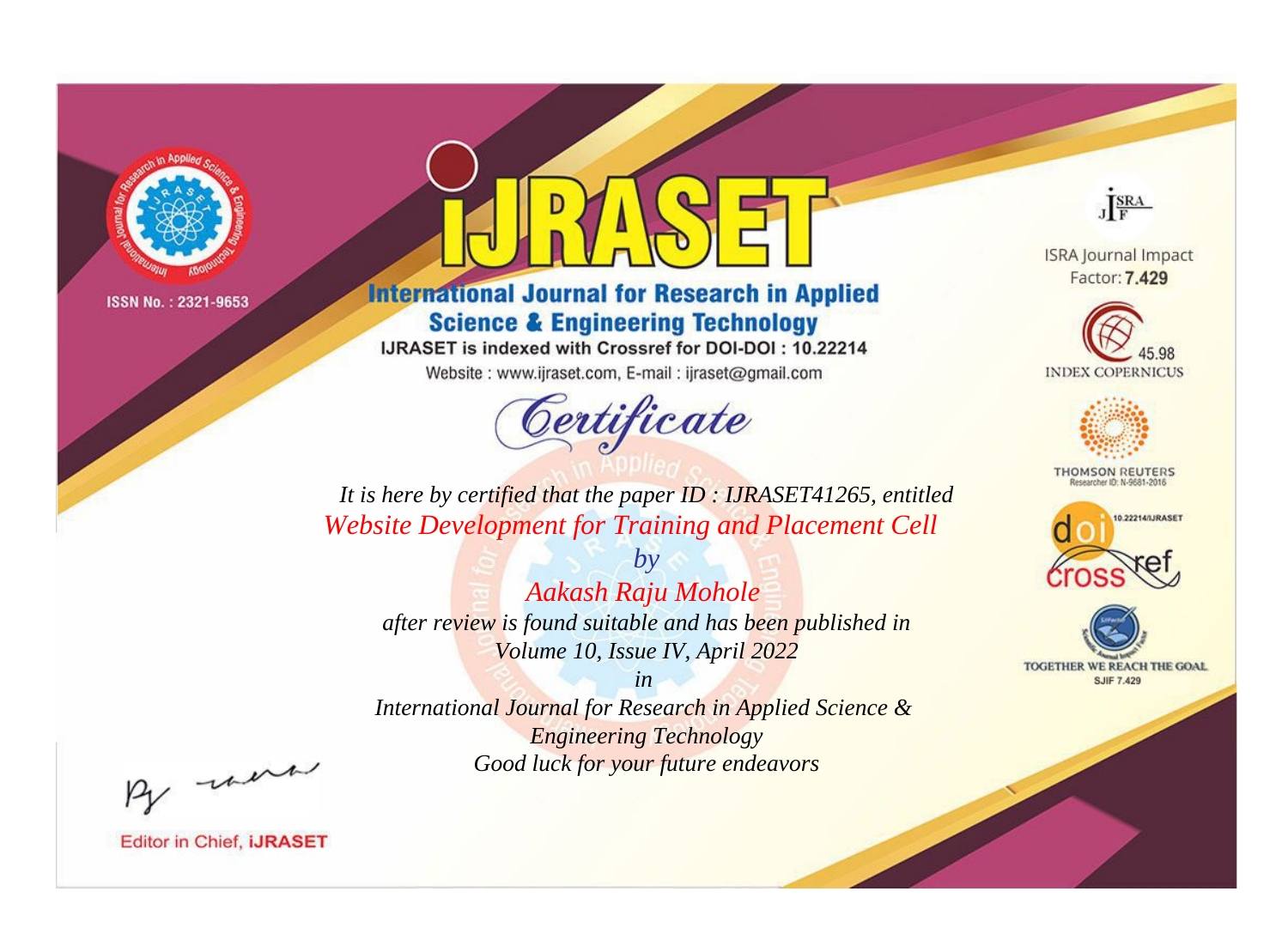ISSN No. : 2321-9653

# iJRASET

## International Journal for Research in Applied Science & Engineering Technology

IJRASET is indexed with Crossref for DOI-DOI : 10.22214

Website : www.ijraset.com, E-mail : ijraset@gmail.com

# Certificate

*It is here by certified that the paper ID : IJRASET41265, entitled*

*Website Development for Training and Placement Cell*

*by*

*Aakash Raju Mohole*

*after review is found suitable and has been published in*

*Volume 10, Issue IV, April 2022*

*in*

*International Journal for Research in Applied Science & Engineering Technology*

*Good luck for your future endeavors*

ISRA Journal Impact Factor: **7.429**

45.98 INDEX COPERNICUS

THOMSON REUTERS Researcher ID: N-9681-2016

10.22214/IJRASET

TOGETHER WE REACH THE GOAL SJIF 7.429

Editor in Chief, **iJRASET**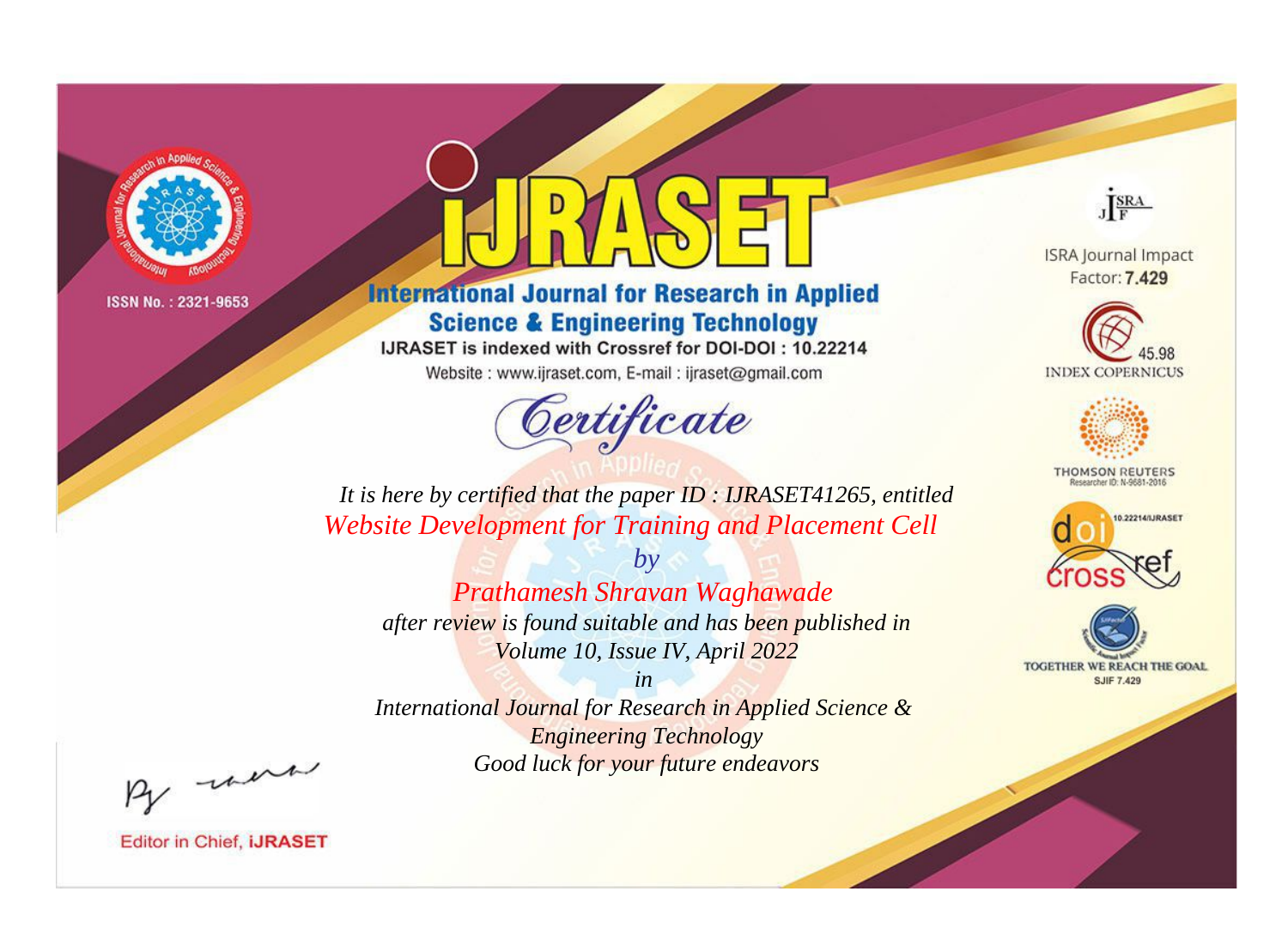ISSN No. : 2321-9653

# iJRASET

## International Journal for Research in Applied Science & Engineering Technology

IJRASET is indexed with Crossref for DOI-DOI : 10.22214

Website : www.ijraset.com, E-mail : ijraset@gmail.com

## Certificate

*It is here by certified that the paper ID : IJRASET41265, entitled*

*Website Development for Training and Placement Cell*

*by*

*Prathamesh Shravan Waghawade*

*after review is found suitable and has been published in*

*Volume 10, Issue IV, April 2022*

*in*

*International Journal for Research in Applied Science & Engineering Technology*

*Good luck for your future endeavors*

ISRA Journal Impact Factor: **7.429**

45.98 INDEX COPERNICUS

THOMSON REUTERS Researcher ID: N-9681-2016

10.22214/IJRASET

TOGETHER WE REACH THE GOAL SJIF 7.429

Editor in Chief, **iJRASET**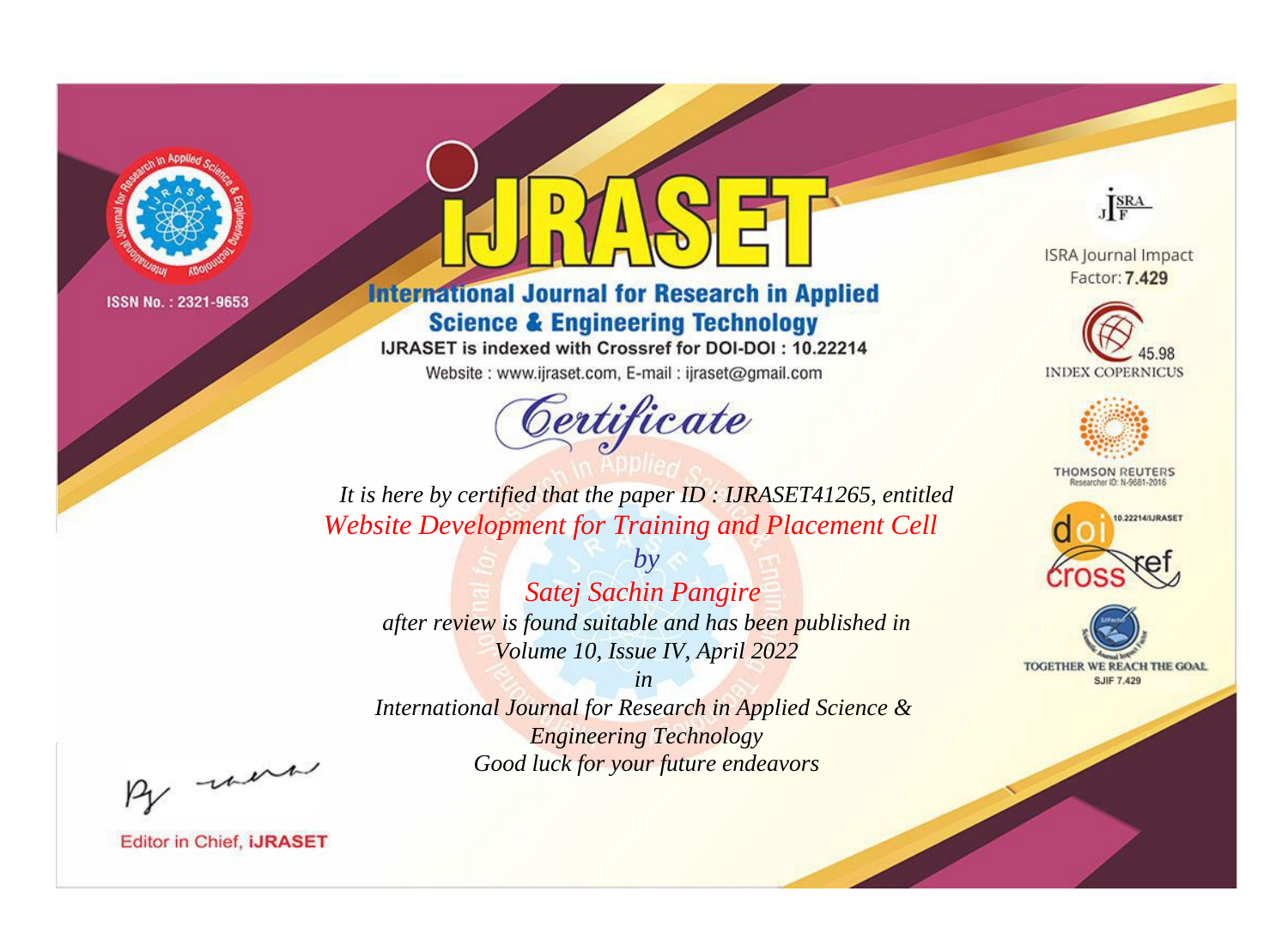ISSN No. : 2321-9653

# iJRASET

## International Journal for Research in Applied Science & Engineering Technology

IJRASET is indexed with Crossref for DOI-DOI : 10.22214

Website : www.ijraset.com, E-mail : ijraset@gmail.com

# Certificate

*It is here by certified that the paper ID : IJRASET41265, entitled*

*Website Development for Training and Placement Cell*

*by*

*Satej Sachin Pangire*

*after review is found suitable and has been published in*

*Volume 10, Issue IV, April 2022*

*in*

*International Journal for Research in Applied Science & Engineering Technology*

*Good luck for your future endeavors*

ISRA Journal Impact Factor: **7.429**

45.98 INDEX COPERNICUS

THOMSON REUTERS Researcher ID: N-9681-2016

10.22214/IJRASET

TOGETHER WE REACH THE GOAL SJIF 7.429

Editor in Chief, **iJRASET**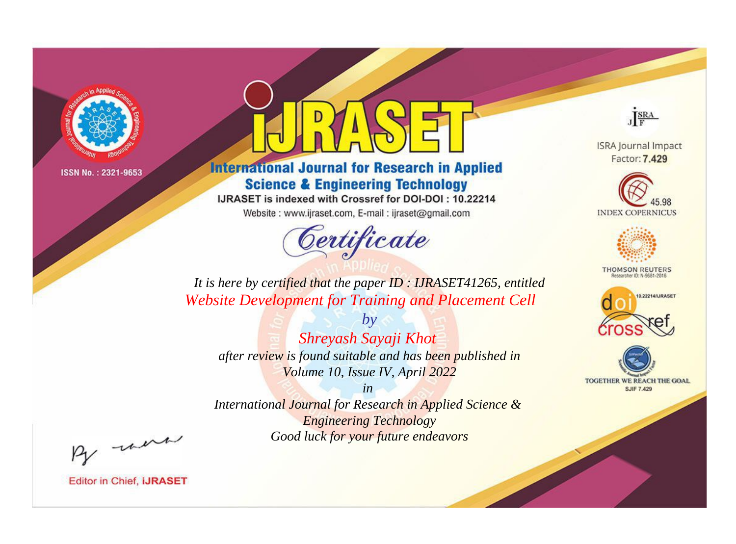ISSN No. : 2321-9653

# iJRASET

## International Journal for Research in Applied Science & Engineering Technology

IJRASET is indexed with Crossref for DOI-DOI : 10.22214

Website : www.ijraset.com, E-mail : ijraset@gmail.com

*Certificate*

*It is here by certified that the paper ID : IJRASET41265, entitled*

*Website Development for Training and Placement Cell*

*by*

*Shreyash Sayaji Khot*

*after review is found suitable and has been published in*

*Volume 10, Issue IV, April 2022*

*in*

*International Journal for Research in Applied Science & Engineering Technology*

*Good luck for your future endeavors*

ISRA Journal Impact Factor: **7.429**

45.98 INDEX COPERNICUS

THOMSON REUTERS Researcher ID: N-9681-2016

10.22214/IJRASET

TOGETHER WE REACH THE GOAL SJIF 7.429

Editor in Chief, **iJRASET**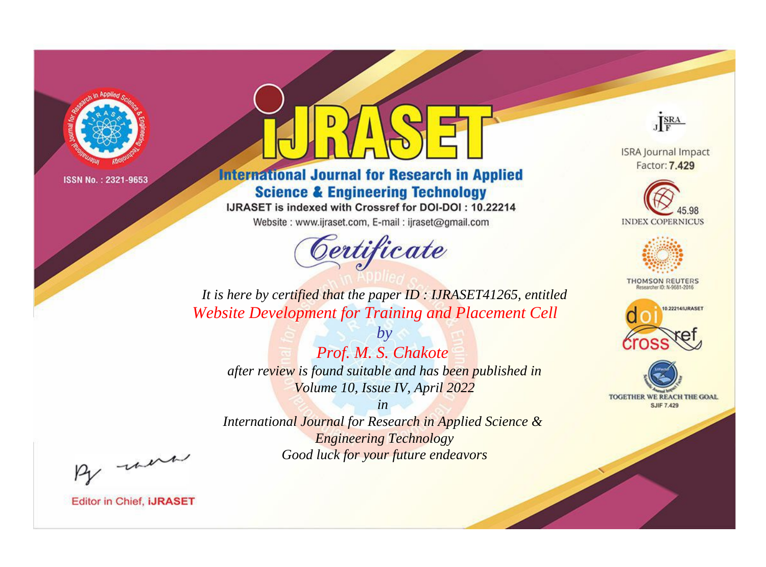ISSN No. : 2321-9653

# iJRASET

## International Journal for Research in Applied Science & Engineering Technology

IJRASET is indexed with Crossref for DOI-DOI : 10.22214

Website : www.ijraset.com, E-mail : ijraset@gmail.com

ISRA Journal Impact Factor: **7.429**

45.98 INDEX COPERNICUS

THOMSON REUTERS Researcher ID: N-9681-2016

10.22214/IJRASET

TOGETHER WE REACH THE GOAL SJIF 7.429

# *Certificate*

*It is here by certified that the paper ID : IJRASET41265, entitled*

*Website Development for Training and Placement Cell*

*by*

*Prof. M. S. Chakote*

*after review is found suitable and has been published in*

*Volume 10, Issue IV, April 2022*

*in*

*International Journal for Research in Applied Science & Engineering Technology*

*Good luck for your future endeavors*

Editor in Chief, **iJRASET**